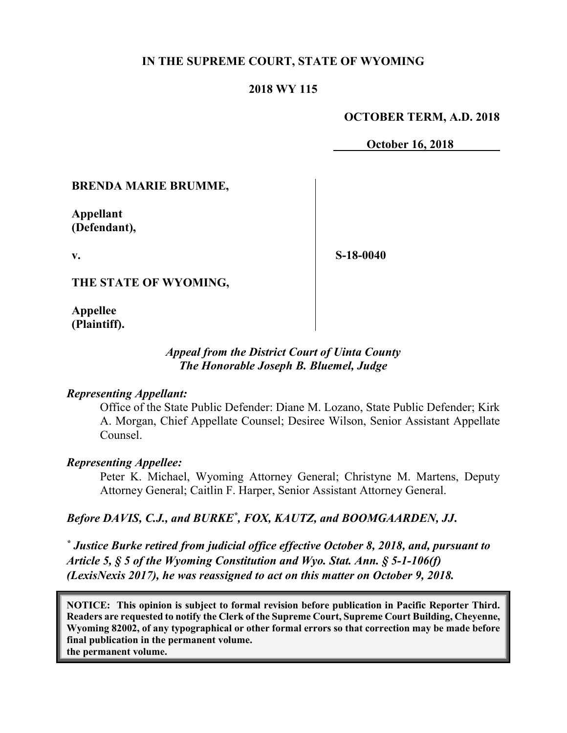**IN THE SUPREME COURT, STATE OF WYOMING**

**2018 WY 115**

**OCTOBER TERM, A.D. 2018**

**October 16, 2018**

**BRENDA MARIE BRUMME,**

**Appellant**
**(Defendant),**

**v.**

**S-18-0040**

**THE STATE OF WYOMING,**

**Appellee**
**(Plaintiff).**

***Appeal from the District Court of Uinta County***
***The Honorable Joseph B. Bluemel, Judge***

***Representing Appellant:***

Office of the State Public Defender: Diane M. Lozano, State Public Defender; Kirk A. Morgan, Chief Appellate Counsel; Desiree Wilson, Senior Assistant Appellate Counsel.

***Representing Appellee:***

Peter K. Michael, Wyoming Attorney General; Christyne M. Martens, Deputy Attorney General; Caitlin F. Harper, Senior Assistant Attorney General.

***Before DAVIS, C.J., and BURKE*, FOX, KAUTZ, and BOOMGAARDEN, JJ.***

*** Justice Burke retired from judicial office effective October 8, 2018, and, pursuant to Article 5, § 5 of the Wyoming Constitution and Wyo. Stat. Ann. § 5-1-106(f) (LexisNexis 2017), he was reassigned to act on this matter on October 9, 2018.***

**NOTICE: This opinion is subject to formal revision before publication in Pacific Reporter Third. Readers are requested to notify the Clerk of the Supreme Court, Supreme Court Building, Cheyenne, Wyoming 82002, of any typographical or other formal errors so that correction may be made before final publication in the permanent volume.**
**the permanent volume.**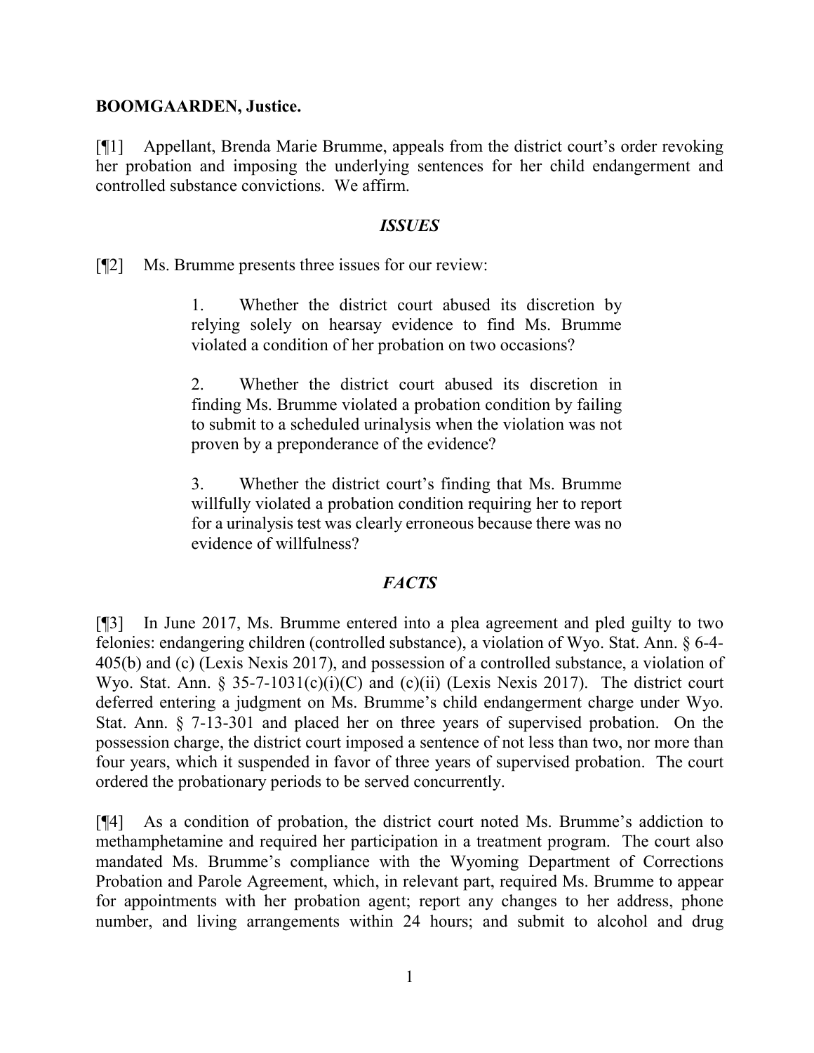**BOOMGAARDEN, Justice.**

[¶1] Appellant, Brenda Marie Brumme, appeals from the district court's order revoking her probation and imposing the underlying sentences for her child endangerment and controlled substance convictions. We affirm.

### *ISSUES*

[¶2] Ms. Brumme presents three issues for our review:

> 1. Whether the district court abused its discretion by relying solely on hearsay evidence to find Ms. Brumme violated a condition of her probation on two occasions?
>
> 2. Whether the district court abused its discretion in finding Ms. Brumme violated a probation condition by failing to submit to a scheduled urinalysis when the violation was not proven by a preponderance of the evidence?
>
> 3. Whether the district court's finding that Ms. Brumme willfully violated a probation condition requiring her to report for a urinalysis test was clearly erroneous because there was no evidence of willfulness?

### *FACTS*

[¶3] In June 2017, Ms. Brumme entered into a plea agreement and pled guilty to two felonies: endangering children (controlled substance), a violation of Wyo. Stat. Ann. § 6-4-405(b) and (c) (Lexis Nexis 2017), and possession of a controlled substance, a violation of Wyo. Stat. Ann. § 35-7-1031(c)(i)(C) and (c)(ii) (Lexis Nexis 2017). The district court deferred entering a judgment on Ms. Brumme's child endangerment charge under Wyo. Stat. Ann. § 7-13-301 and placed her on three years of supervised probation. On the possession charge, the district court imposed a sentence of not less than two, nor more than four years, which it suspended in favor of three years of supervised probation. The court ordered the probationary periods to be served concurrently.

[¶4] As a condition of probation, the district court noted Ms. Brumme's addiction to methamphetamine and required her participation in a treatment program. The court also mandated Ms. Brumme's compliance with the Wyoming Department of Corrections Probation and Parole Agreement, which, in relevant part, required Ms. Brumme to appear for appointments with her probation agent; report any changes to her address, phone number, and living arrangements within 24 hours; and submit to alcohol and drug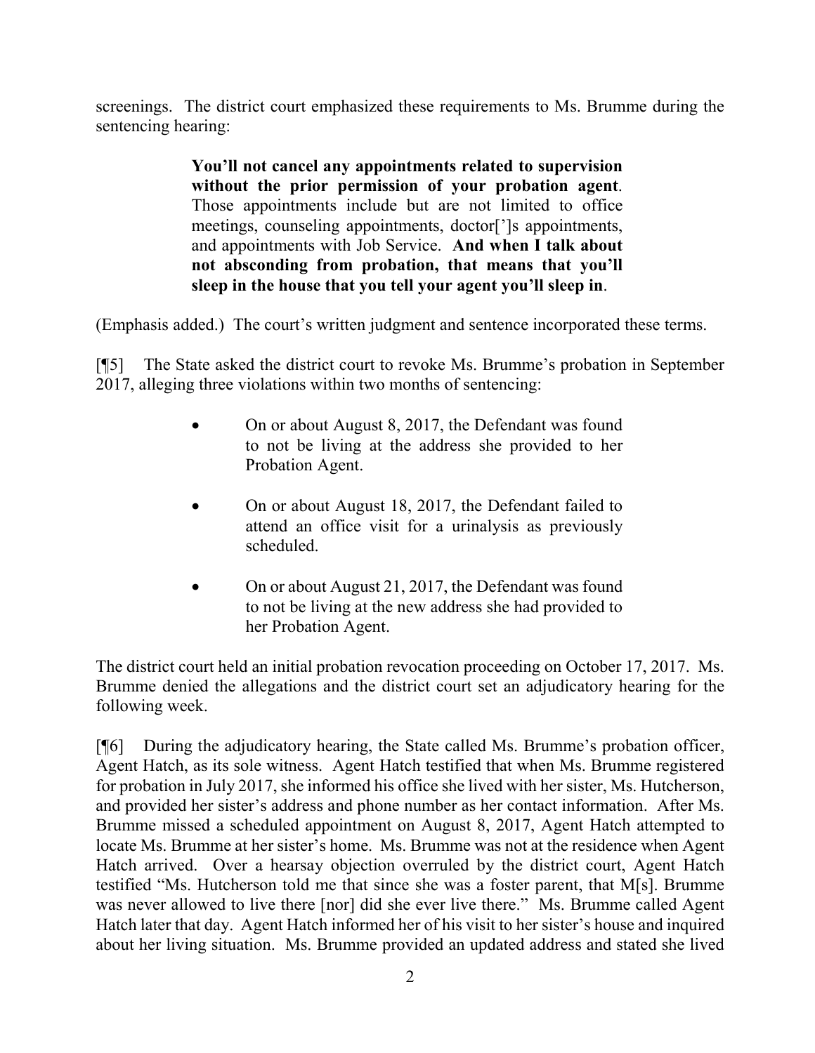screenings. The district court emphasized these requirements to Ms. Brumme during the sentencing hearing:

> **You'll not cancel any appointments related to supervision without the prior permission of your probation agent**. Those appointments include but are not limited to office meetings, counseling appointments, doctor[']s appointments, and appointments with Job Service. **And when I talk about not absconding from probation, that means that you'll sleep in the house that you tell your agent you'll sleep in**.

(Emphasis added.) The court's written judgment and sentence incorporated these terms.

[¶5] The State asked the district court to revoke Ms. Brumme's probation in September 2017, alleging three violations within two months of sentencing:

> - On or about August 8, 2017, the Defendant was found to not be living at the address she provided to her Probation Agent.
> - On or about August 18, 2017, the Defendant failed to attend an office visit for a urinalysis as previously scheduled.
> - On or about August 21, 2017, the Defendant was found to not be living at the new address she had provided to her Probation Agent.

The district court held an initial probation revocation proceeding on October 17, 2017. Ms. Brumme denied the allegations and the district court set an adjudicatory hearing for the following week.

[¶6] During the adjudicatory hearing, the State called Ms. Brumme's probation officer, Agent Hatch, as its sole witness. Agent Hatch testified that when Ms. Brumme registered for probation in July 2017, she informed his office she lived with her sister, Ms. Hutcherson, and provided her sister's address and phone number as her contact information. After Ms. Brumme missed a scheduled appointment on August 8, 2017, Agent Hatch attempted to locate Ms. Brumme at her sister's home. Ms. Brumme was not at the residence when Agent Hatch arrived. Over a hearsay objection overruled by the district court, Agent Hatch testified "Ms. Hutcherson told me that since she was a foster parent, that M[s]. Brumme was never allowed to live there [nor] did she ever live there." Ms. Brumme called Agent Hatch later that day. Agent Hatch informed her of his visit to her sister's house and inquired about her living situation. Ms. Brumme provided an updated address and stated she lived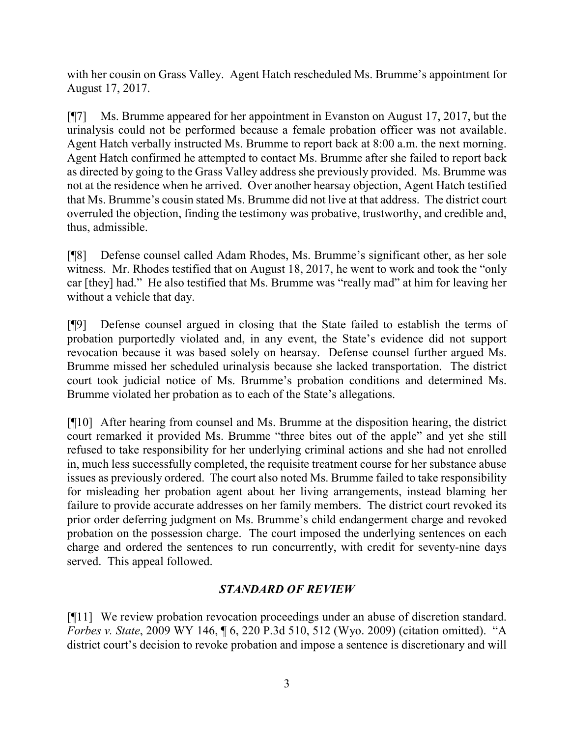with her cousin on Grass Valley. Agent Hatch rescheduled Ms. Brumme's appointment for August 17, 2017.

[¶7] Ms. Brumme appeared for her appointment in Evanston on August 17, 2017, but the urinalysis could not be performed because a female probation officer was not available. Agent Hatch verbally instructed Ms. Brumme to report back at 8:00 a.m. the next morning. Agent Hatch confirmed he attempted to contact Ms. Brumme after she failed to report back as directed by going to the Grass Valley address she previously provided. Ms. Brumme was not at the residence when he arrived. Over another hearsay objection, Agent Hatch testified that Ms. Brumme's cousin stated Ms. Brumme did not live at that address. The district court overruled the objection, finding the testimony was probative, trustworthy, and credible and, thus, admissible.

[¶8] Defense counsel called Adam Rhodes, Ms. Brumme's significant other, as her sole witness. Mr. Rhodes testified that on August 18, 2017, he went to work and took the "only car [they] had." He also testified that Ms. Brumme was "really mad" at him for leaving her without a vehicle that day.

[¶9] Defense counsel argued in closing that the State failed to establish the terms of probation purportedly violated and, in any event, the State's evidence did not support revocation because it was based solely on hearsay. Defense counsel further argued Ms. Brumme missed her scheduled urinalysis because she lacked transportation. The district court took judicial notice of Ms. Brumme's probation conditions and determined Ms. Brumme violated her probation as to each of the State's allegations.

[¶10] After hearing from counsel and Ms. Brumme at the disposition hearing, the district court remarked it provided Ms. Brumme "three bites out of the apple" and yet she still refused to take responsibility for her underlying criminal actions and she had not enrolled in, much less successfully completed, the requisite treatment course for her substance abuse issues as previously ordered. The court also noted Ms. Brumme failed to take responsibility for misleading her probation agent about her living arrangements, instead blaming her failure to provide accurate addresses on her family members. The district court revoked its prior order deferring judgment on Ms. Brumme's child endangerment charge and revoked probation on the possession charge. The court imposed the underlying sentences on each charge and ordered the sentences to run concurrently, with credit for seventy-nine days served. This appeal followed.

### *STANDARD OF REVIEW*

[¶11] We review probation revocation proceedings under an abuse of discretion standard. *Forbes v. State*, 2009 WY 146, ¶ 6, 220 P.3d 510, 512 (Wyo. 2009) (citation omitted). "A district court's decision to revoke probation and impose a sentence is discretionary and will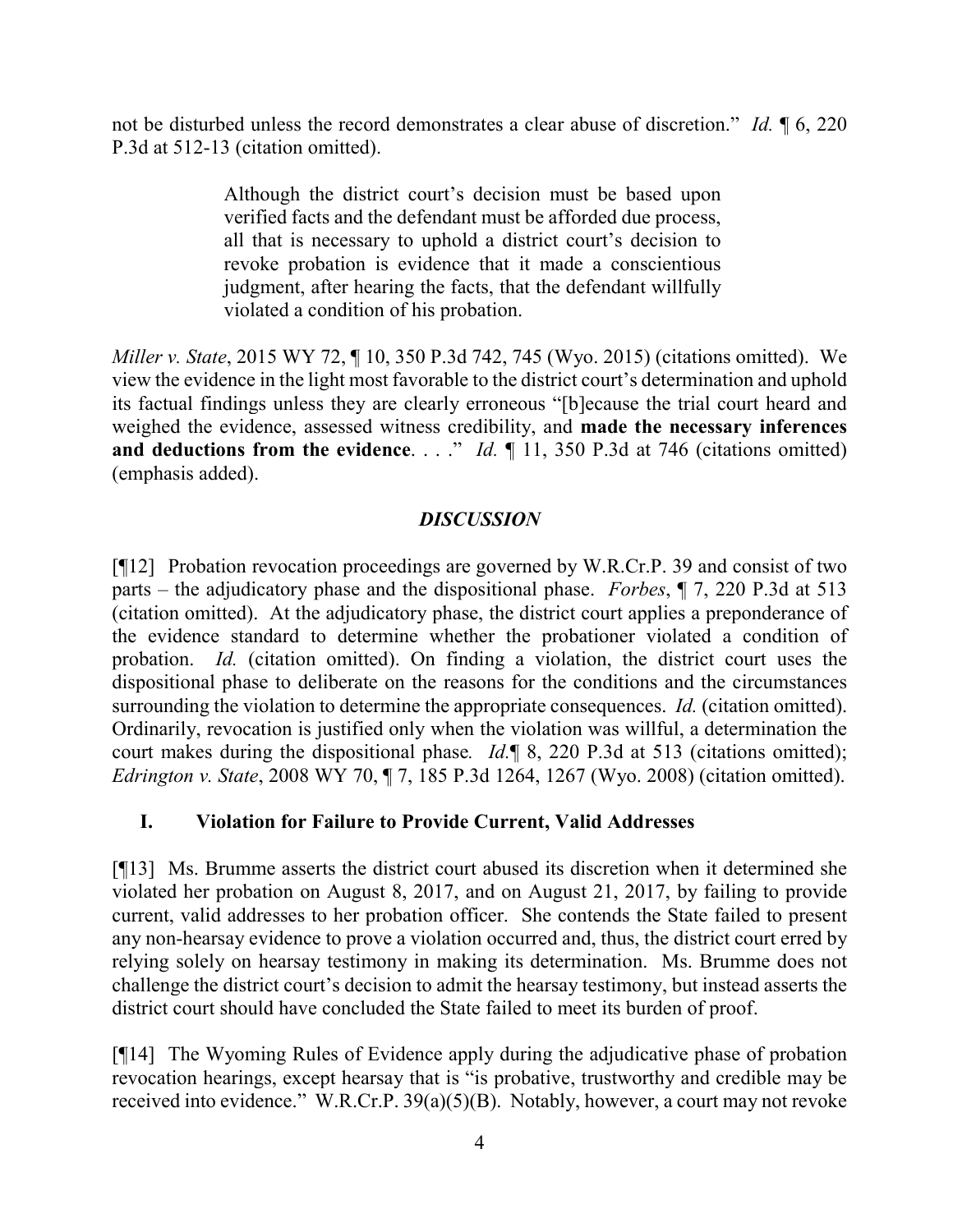not be disturbed unless the record demonstrates a clear abuse of discretion." *Id.* ¶ 6, 220 P.3d at 512-13 (citation omitted).

> Although the district court's decision must be based upon verified facts and the defendant must be afforded due process, all that is necessary to uphold a district court's decision to revoke probation is evidence that it made a conscientious judgment, after hearing the facts, that the defendant willfully violated a condition of his probation.

*Miller v. State*, 2015 WY 72, ¶ 10, 350 P.3d 742, 745 (Wyo. 2015) (citations omitted). We view the evidence in the light most favorable to the district court's determination and uphold its factual findings unless they are clearly erroneous "[b]ecause the trial court heard and weighed the evidence, assessed witness credibility, and **made the necessary inferences and deductions from the evidence**. . . ." *Id.* ¶ 11, 350 P.3d at 746 (citations omitted) (emphasis added).

## *DISCUSSION*

[¶12] Probation revocation proceedings are governed by W.R.Cr.P. 39 and consist of two parts – the adjudicatory phase and the dispositional phase. *Forbes*, ¶ 7, 220 P.3d at 513 (citation omitted). At the adjudicatory phase, the district court applies a preponderance of the evidence standard to determine whether the probationer violated a condition of probation. *Id.* (citation omitted). On finding a violation, the district court uses the dispositional phase to deliberate on the reasons for the conditions and the circumstances surrounding the violation to determine the appropriate consequences. *Id.* (citation omitted). Ordinarily, revocation is justified only when the violation was willful, a determination the court makes during the dispositional phase*.* *Id.*¶ 8, 220 P.3d at 513 (citations omitted); *Edrington v. State*, 2008 WY 70, ¶ 7, 185 P.3d 1264, 1267 (Wyo. 2008) (citation omitted).

### I. Violation for Failure to Provide Current, Valid Addresses

[¶13] Ms. Brumme asserts the district court abused its discretion when it determined she violated her probation on August 8, 2017, and on August 21, 2017, by failing to provide current, valid addresses to her probation officer. She contends the State failed to present any non-hearsay evidence to prove a violation occurred and, thus, the district court erred by relying solely on hearsay testimony in making its determination. Ms. Brumme does not challenge the district court's decision to admit the hearsay testimony, but instead asserts the district court should have concluded the State failed to meet its burden of proof.

[¶14] The Wyoming Rules of Evidence apply during the adjudicative phase of probation revocation hearings, except hearsay that is "is probative, trustworthy and credible may be received into evidence." W.R.Cr.P. 39(a)(5)(B). Notably, however, a court may not revoke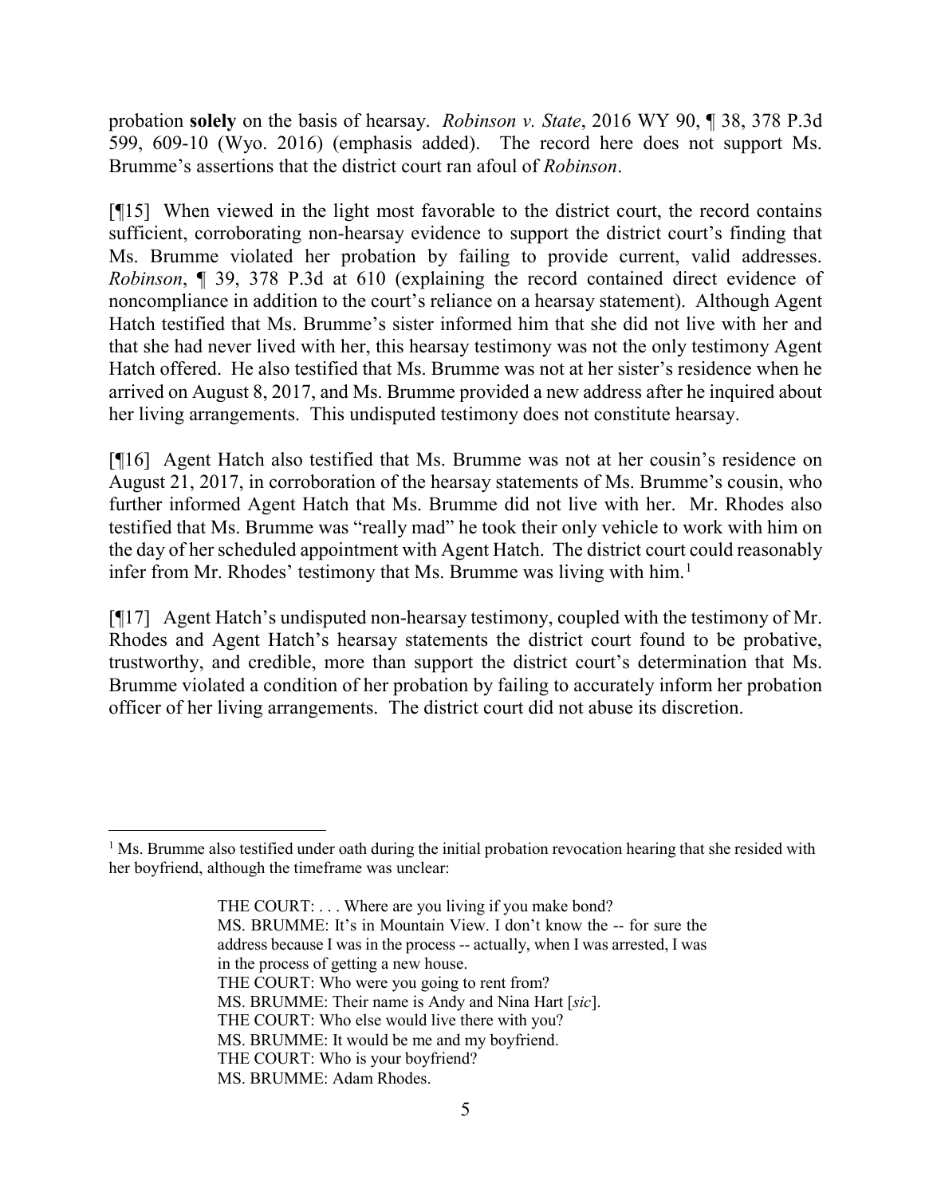probation **solely** on the basis of hearsay. *Robinson v. State*, 2016 WY 90, ¶ 38, 378 P.3d 599, 609-10 (Wyo. 2016) (emphasis added). The record here does not support Ms. Brumme's assertions that the district court ran afoul of *Robinson*.

[¶15] When viewed in the light most favorable to the district court, the record contains sufficient, corroborating non-hearsay evidence to support the district court's finding that Ms. Brumme violated her probation by failing to provide current, valid addresses. *Robinson*, ¶ 39, 378 P.3d at 610 (explaining the record contained direct evidence of noncompliance in addition to the court's reliance on a hearsay statement). Although Agent Hatch testified that Ms. Brumme's sister informed him that she did not live with her and that she had never lived with her, this hearsay testimony was not the only testimony Agent Hatch offered. He also testified that Ms. Brumme was not at her sister's residence when he arrived on August 8, 2017, and Ms. Brumme provided a new address after he inquired about her living arrangements. This undisputed testimony does not constitute hearsay.

[¶16] Agent Hatch also testified that Ms. Brumme was not at her cousin's residence on August 21, 2017, in corroboration of the hearsay statements of Ms. Brumme's cousin, who further informed Agent Hatch that Ms. Brumme did not live with her. Mr. Rhodes also testified that Ms. Brumme was "really mad" he took their only vehicle to work with him on the day of her scheduled appointment with Agent Hatch. The district court could reasonably infer from Mr. Rhodes' testimony that Ms. Brumme was living with him.[1]

[¶17] Agent Hatch's undisputed non-hearsay testimony, coupled with the testimony of Mr. Rhodes and Agent Hatch's hearsay statements the district court found to be probative, trustworthy, and credible, more than support the district court's determination that Ms. Brumme violated a condition of her probation by failing to accurately inform her probation officer of her living arrangements. The district court did not abuse its discretion.

---

[1] Ms. Brumme also testified under oath during the initial probation revocation hearing that she resided with her boyfriend, although the timeframe was unclear:

> THE COURT: . . . Where are you living if you make bond?
> MS. BRUMME: It's in Mountain View. I don't know the -- for sure the address because I was in the process -- actually, when I was arrested, I was in the process of getting a new house.
> THE COURT: Who were you going to rent from?
> MS. BRUMME: Their name is Andy and Nina Hart [*sic*].
> THE COURT: Who else would live there with you?
> MS. BRUMME: It would be me and my boyfriend.
> THE COURT: Who is your boyfriend?
> MS. BRUMME: Adam Rhodes.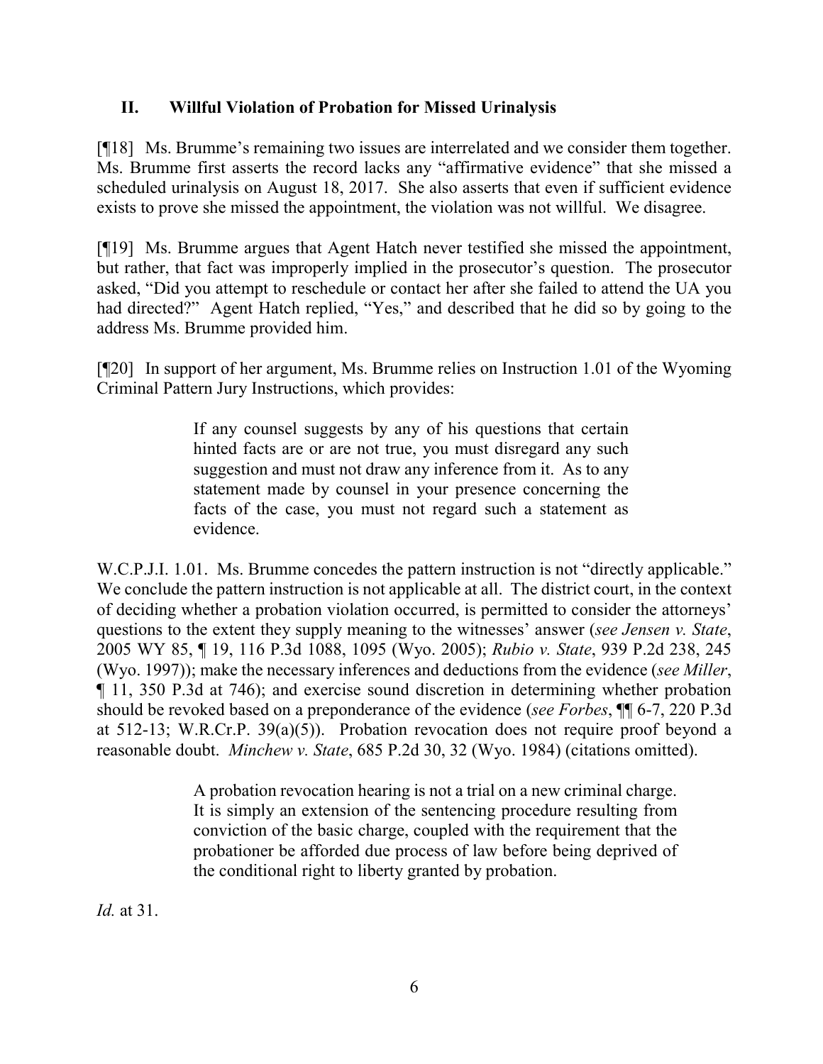## II. Willful Violation of Probation for Missed Urinalysis

[¶18] Ms. Brumme's remaining two issues are interrelated and we consider them together. Ms. Brumme first asserts the record lacks any "affirmative evidence" that she missed a scheduled urinalysis on August 18, 2017. She also asserts that even if sufficient evidence exists to prove she missed the appointment, the violation was not willful. We disagree.

[¶19] Ms. Brumme argues that Agent Hatch never testified she missed the appointment, but rather, that fact was improperly implied in the prosecutor's question. The prosecutor asked, "Did you attempt to reschedule or contact her after she failed to attend the UA you had directed?" Agent Hatch replied, "Yes," and described that he did so by going to the address Ms. Brumme provided him.

[¶20] In support of her argument, Ms. Brumme relies on Instruction 1.01 of the Wyoming Criminal Pattern Jury Instructions, which provides:

> If any counsel suggests by any of his questions that certain hinted facts are or are not true, you must disregard any such suggestion and must not draw any inference from it. As to any statement made by counsel in your presence concerning the facts of the case, you must not regard such a statement as evidence.

W.C.P.J.I. 1.01. Ms. Brumme concedes the pattern instruction is not "directly applicable." We conclude the pattern instruction is not applicable at all. The district court, in the context of deciding whether a probation violation occurred, is permitted to consider the attorneys' questions to the extent they supply meaning to the witnesses' answer (*see Jensen v. State*, 2005 WY 85, ¶ 19, 116 P.3d 1088, 1095 (Wyo. 2005); *Rubio v. State*, 939 P.2d 238, 245 (Wyo. 1997)); make the necessary inferences and deductions from the evidence (*see Miller*, ¶ 11, 350 P.3d at 746); and exercise sound discretion in determining whether probation should be revoked based on a preponderance of the evidence (*see Forbes*, ¶¶ 6-7, 220 P.3d at 512-13; W.R.Cr.P. 39(a)(5)). Probation revocation does not require proof beyond a reasonable doubt. *Minchew v. State*, 685 P.2d 30, 32 (Wyo. 1984) (citations omitted).

> A probation revocation hearing is not a trial on a new criminal charge. It is simply an extension of the sentencing procedure resulting from conviction of the basic charge, coupled with the requirement that the probationer be afforded due process of law before being deprived of the conditional right to liberty granted by probation.

*Id.* at 31.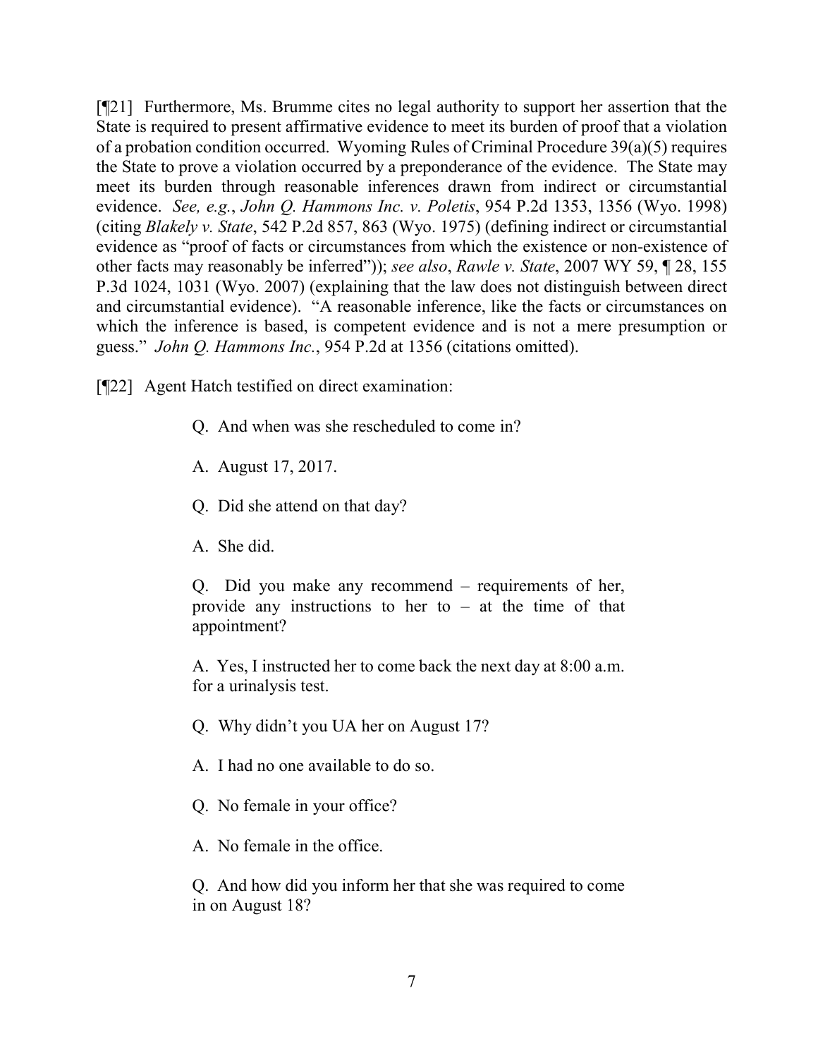[¶21] Furthermore, Ms. Brumme cites no legal authority to support her assertion that the State is required to present affirmative evidence to meet its burden of proof that a violation of a probation condition occurred. Wyoming Rules of Criminal Procedure 39(a)(5) requires the State to prove a violation occurred by a preponderance of the evidence. The State may meet its burden through reasonable inferences drawn from indirect or circumstantial evidence. *See, e.g.*, *John Q. Hammons Inc. v. Poletis*, 954 P.2d 1353, 1356 (Wyo. 1998) (citing *Blakely v. State*, 542 P.2d 857, 863 (Wyo. 1975) (defining indirect or circumstantial evidence as "proof of facts or circumstances from which the existence or non-existence of other facts may reasonably be inferred")); *see also*, *Rawle v. State*, 2007 WY 59, ¶ 28, 155 P.3d 1024, 1031 (Wyo. 2007) (explaining that the law does not distinguish between direct and circumstantial evidence). "A reasonable inference, like the facts or circumstances on which the inference is based, is competent evidence and is not a mere presumption or guess." *John Q. Hammons Inc.*, 954 P.2d at 1356 (citations omitted).

[¶22] Agent Hatch testified on direct examination:

> Q. And when was she rescheduled to come in?
>
> A. August 17, 2017.
>
> Q. Did she attend on that day?
>
> A. She did.
>
> Q. Did you make any recommend – requirements of her, provide any instructions to her to – at the time of that appointment?
>
> A. Yes, I instructed her to come back the next day at 8:00 a.m. for a urinalysis test.
>
> Q. Why didn't you UA her on August 17?
>
> A. I had no one available to do so.
>
> Q. No female in your office?
>
> A. No female in the office.
>
> Q. And how did you inform her that she was required to come in on August 18?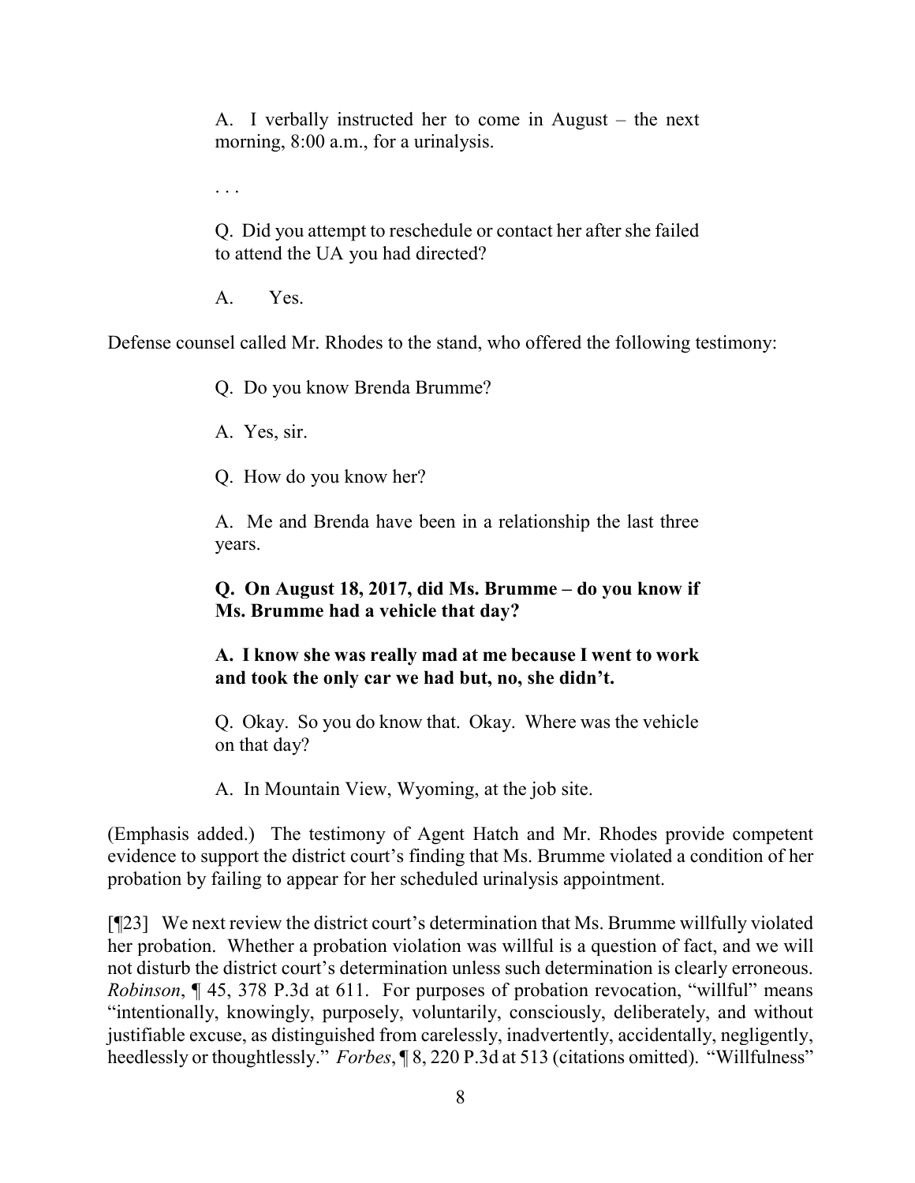> A. I verbally instructed her to come in August – the next morning, 8:00 a.m., for a urinalysis.
>
> . . .
>
> Q. Did you attempt to reschedule or contact her after she failed to attend the UA you had directed?
>
> A. Yes.

Defense counsel called Mr. Rhodes to the stand, who offered the following testimony:

> Q. Do you know Brenda Brumme?
>
> A. Yes, sir.
>
> Q. How do you know her?
>
> A. Me and Brenda have been in a relationship the last three years.
>
> **Q. On August 18, 2017, did Ms. Brumme – do you know if Ms. Brumme had a vehicle that day?**
>
> **A. I know she was really mad at me because I went to work and took the only car we had but, no, she didn't.**
>
> Q. Okay. So you do know that. Okay. Where was the vehicle on that day?
>
> A. In Mountain View, Wyoming, at the job site.

(Emphasis added.) The testimony of Agent Hatch and Mr. Rhodes provide competent evidence to support the district court's finding that Ms. Brumme violated a condition of her probation by failing to appear for her scheduled urinalysis appointment.

[¶23] We next review the district court's determination that Ms. Brumme willfully violated her probation. Whether a probation violation was willful is a question of fact, and we will not disturb the district court's determination unless such determination is clearly erroneous. *Robinson*, ¶ 45, 378 P.3d at 611. For purposes of probation revocation, "willful" means "intentionally, knowingly, purposely, voluntarily, consciously, deliberately, and without justifiable excuse, as distinguished from carelessly, inadvertently, accidentally, negligently, heedlessly or thoughtlessly." *Forbes*, ¶ 8, 220 P.3d at 513 (citations omitted). "Willfulness"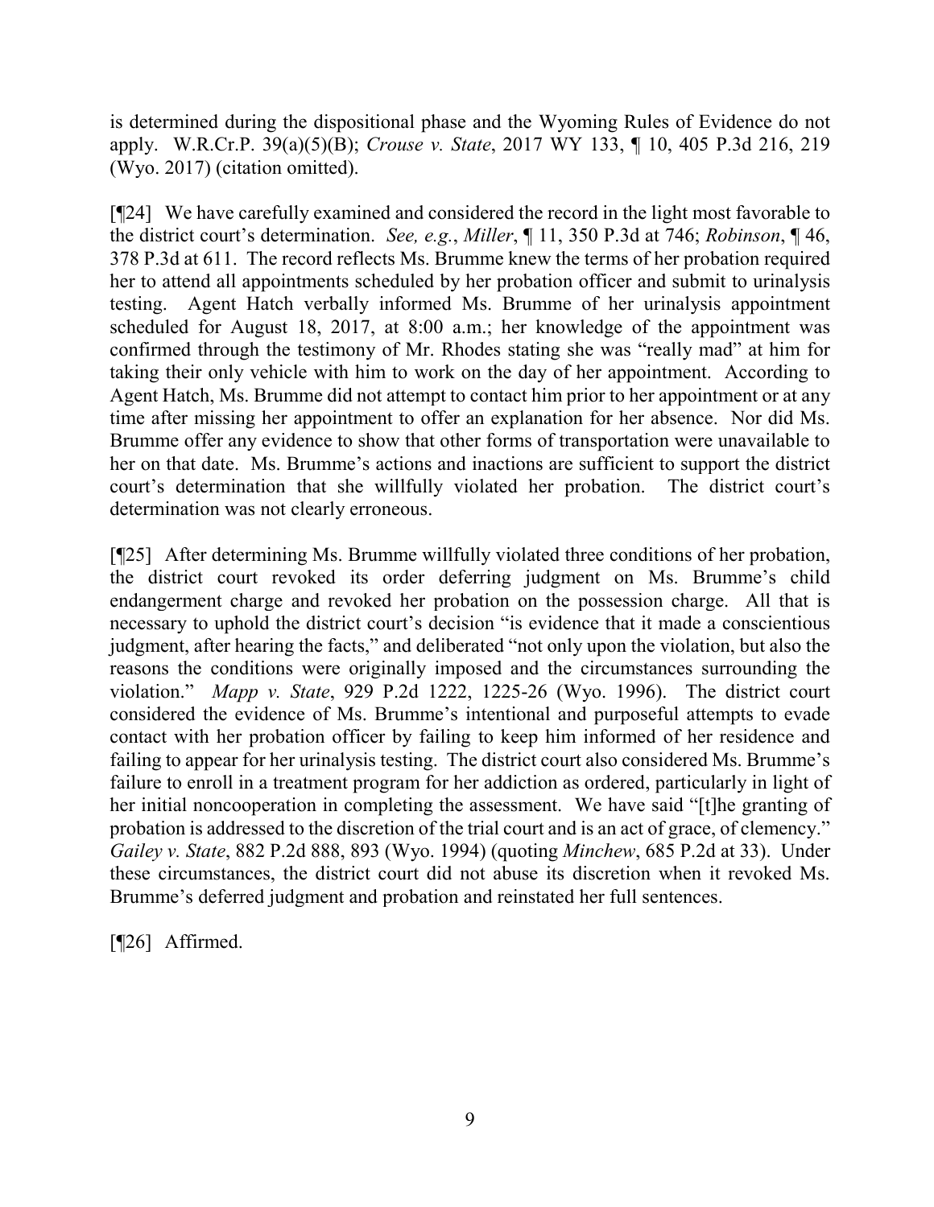is determined during the dispositional phase and the Wyoming Rules of Evidence do not apply. W.R.Cr.P. 39(a)(5)(B); *Crouse v. State*, 2017 WY 133, ¶ 10, 405 P.3d 216, 219 (Wyo. 2017) (citation omitted).

[¶24] We have carefully examined and considered the record in the light most favorable to the district court's determination. *See, e.g.*, *Miller*, ¶ 11, 350 P.3d at 746; *Robinson*, ¶ 46, 378 P.3d at 611. The record reflects Ms. Brumme knew the terms of her probation required her to attend all appointments scheduled by her probation officer and submit to urinalysis testing. Agent Hatch verbally informed Ms. Brumme of her urinalysis appointment scheduled for August 18, 2017, at 8:00 a.m.; her knowledge of the appointment was confirmed through the testimony of Mr. Rhodes stating she was "really mad" at him for taking their only vehicle with him to work on the day of her appointment. According to Agent Hatch, Ms. Brumme did not attempt to contact him prior to her appointment or at any time after missing her appointment to offer an explanation for her absence. Nor did Ms. Brumme offer any evidence to show that other forms of transportation were unavailable to her on that date. Ms. Brumme's actions and inactions are sufficient to support the district court's determination that she willfully violated her probation. The district court's determination was not clearly erroneous.

[¶25] After determining Ms. Brumme willfully violated three conditions of her probation, the district court revoked its order deferring judgment on Ms. Brumme's child endangerment charge and revoked her probation on the possession charge. All that is necessary to uphold the district court's decision "is evidence that it made a conscientious judgment, after hearing the facts," and deliberated "not only upon the violation, but also the reasons the conditions were originally imposed and the circumstances surrounding the violation." *Mapp v. State*, 929 P.2d 1222, 1225-26 (Wyo. 1996). The district court considered the evidence of Ms. Brumme's intentional and purposeful attempts to evade contact with her probation officer by failing to keep him informed of her residence and failing to appear for her urinalysis testing. The district court also considered Ms. Brumme's failure to enroll in a treatment program for her addiction as ordered, particularly in light of her initial noncooperation in completing the assessment. We have said "[t]he granting of probation is addressed to the discretion of the trial court and is an act of grace, of clemency." *Gailey v. State*, 882 P.2d 888, 893 (Wyo. 1994) (quoting *Minchew*, 685 P.2d at 33). Under these circumstances, the district court did not abuse its discretion when it revoked Ms. Brumme's deferred judgment and probation and reinstated her full sentences.

[¶26] Affirmed.